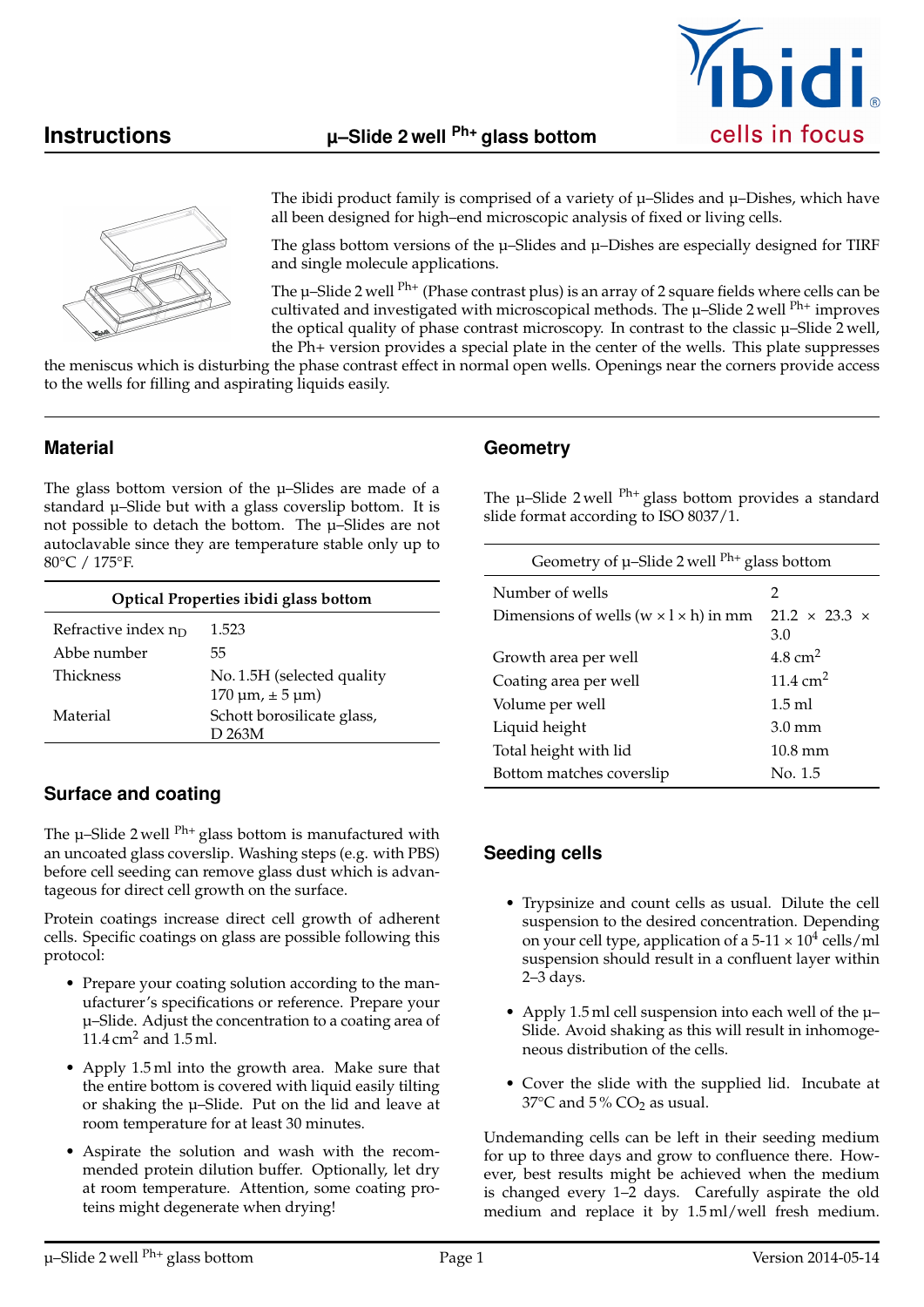# Instructions

## µ–Slide 2 well $^{Ph+}$ glass bottom

The ibidi product family is comprised of a variety of µ–Slides and µ–Dishes, which have all been designed for high–end microscopic analysis of fixed or living cells.

The glass bottom versions of the µ–Slides and µ–Dishes are especially designed for TIRF and single molecule applications.

The µ–Slide 2 well $^{Ph+}$ (Phase contrast plus) is an array of 2 square fields where cells can be cultivated and investigated with microscopical methods. The µ–Slide 2 well $^{Ph+}$ improves the optical quality of phase contrast microscopy. In contrast to the classic µ–Slide 2 well, the Ph+ version provides a special plate in the center of the wells. This plate suppresses the meniscus which is disturbing the phase contrast effect in normal open wells. Openings near the corners provide access to the wells for filling and aspirating liquids easily.

## Material

The glass bottom version of the µ–Slides are made of a standard µ–Slide but with a glass coverslip bottom. It is not possible to detach the bottom. The µ–Slides are not autoclavable since they are temperature stable only up to 80°C / 175°F.

| Optical Properties ibidi glass bottom | |
|---|---|
| Refractive index $n_D$ | 1.523 |
| Abbe number | 55 |
| Thickness | No. 1.5H (selected quality 170 µm, ± 5 µm) |
| Material | Schott borosilicate glass, D 263M |

## Surface and coating

The µ–Slide 2 well $^{Ph+}$ glass bottom is manufactured with an uncoated glass coverslip. Washing steps (e.g. with PBS) before cell seeding can remove glass dust which is advantageous for direct cell growth on the surface.

Protein coatings increase direct cell growth of adherent cells. Specific coatings on glass are possible following this protocol:

- Prepare your coating solution according to the manufacturer's specifications or reference. Prepare your µ–Slide. Adjust the concentration to a coating area of 11.4 cm$^2$ and 1.5 ml.
- Apply 1.5 ml into the growth area. Make sure that the entire bottom is covered with liquid easily tilting or shaking the µ–Slide. Put on the lid and leave at room temperature for at least 30 minutes.
- Aspirate the solution and wash with the recommended protein dilution buffer. Optionally, let dry at room temperature. Attention, some coating proteins might degenerate when drying!

## Geometry

The µ–Slide 2 well $^{Ph+}$ glass bottom provides a standard slide format according to ISO 8037/1.

| Geometry of µ–Slide 2 well $^{Ph+}$ glass bottom | |
|---|---|
| Number of wells | 2 |
| Dimensions of wells (w × l × h) in mm | 21.2 × 23.3 × 3.0 |
| Growth area per well | 4.8 cm$^2$ |
| Coating area per well | 11.4 cm$^2$ |
| Volume per well | 1.5 ml |
| Liquid height | 3.0 mm |
| Total height with lid | 10.8 mm |
| Bottom matches coverslip | No. 1.5 |

## Seeding cells

- Trypsinize and count cells as usual. Dilute the cell suspension to the desired concentration. Depending on your cell type, application of a 5-11 × 10$^4$ cells/ml suspension should result in a confluent layer within 2–3 days.
- Apply 1.5 ml cell suspension into each well of the µ–Slide. Avoid shaking as this will result in inhomogeneous distribution of the cells.
- Cover the slide with the supplied lid. Incubate at 37°C and 5 % $CO_2$ as usual.

Undemanding cells can be left in their seeding medium for up to three days and grow to confluence there. However, best results might be achieved when the medium is changed every 1–2 days. Carefully aspirate the old medium and replace it by 1.5 ml/well fresh medium.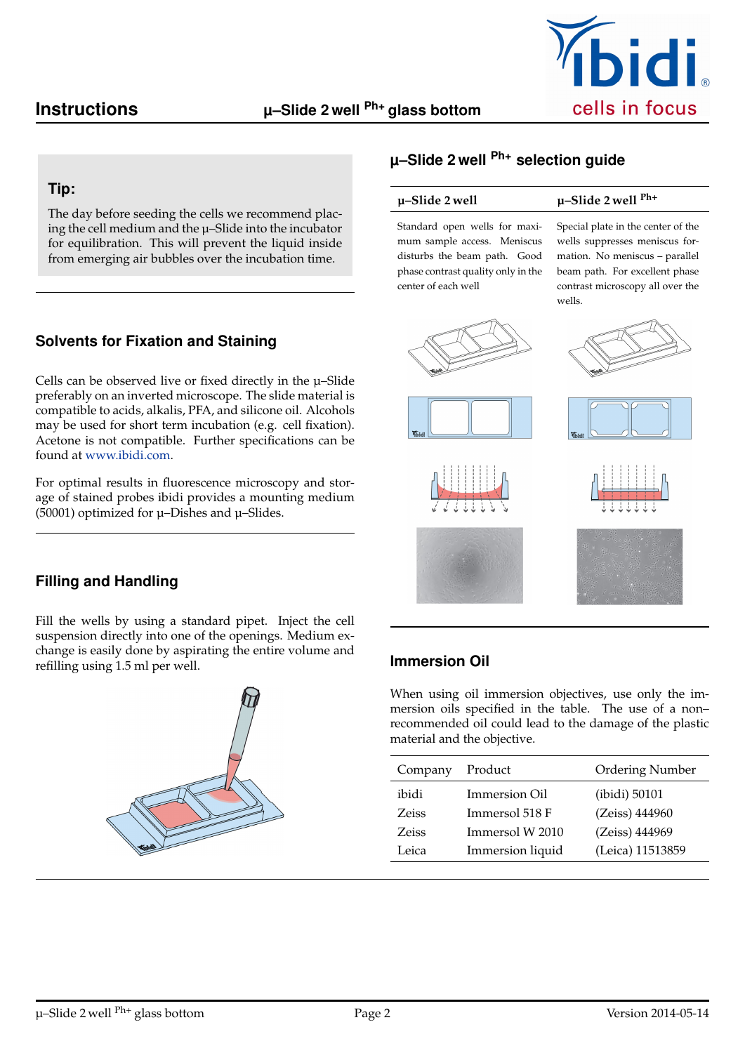### Tip:

The day before seeding the cells we recommend placing the cell medium and the µ–Slide into the incubator for equilibration. This will prevent the liquid inside from emerging air bubbles over the incubation time.

## Solvents for Fixation and Staining

Cells can be observed live or fixed directly in the µ–Slide preferably on an inverted microscope. The slide material is compatible to acids, alkalis, PFA, and silicone oil. Alcohols may be used for short term incubation (e.g. cell fixation). Acetone is not compatible. Further specifications can be found at www.ibidi.com.

For optimal results in fluorescence microscopy and storage of stained probes ibidi provides a mounting medium (50001) optimized for µ–Dishes and µ–Slides.

## Filling and Handling

Fill the wells by using a standard pipet. Inject the cell suspension directly into one of the openings. Medium exchange is easily done by aspirating the entire volume and refilling using 1.5 ml per well.

## µ–Slide 2 well Ph+ selection guide

| µ–Slide 2 well | µ–Slide 2 well Ph+ |
|---|---|
| Standard open wells for maximum sample access. Meniscus disturbs the beam path. Good phase contrast quality only in the center of each well | Special plate in the center of the wells suppresses meniscus formation. No meniscus – parallel beam path. For excellent phase contrast microscopy all over the wells. |

## Immersion Oil

When using oil immersion objectives, use only the immersion oils specified in the table. The use of a non–recommended oil could lead to the damage of the plastic material and the objective.

| Company | Product | Ordering Number |
|---|---|---|
| ibidi | Immersion Oil | (ibidi) 50101 |
| Zeiss | Immersol 518 F | (Zeiss) 444960 |
| Zeiss | Immersol W 2010 | (Zeiss) 444969 |
| Leica | Immersion liquid | (Leica) 11513859 |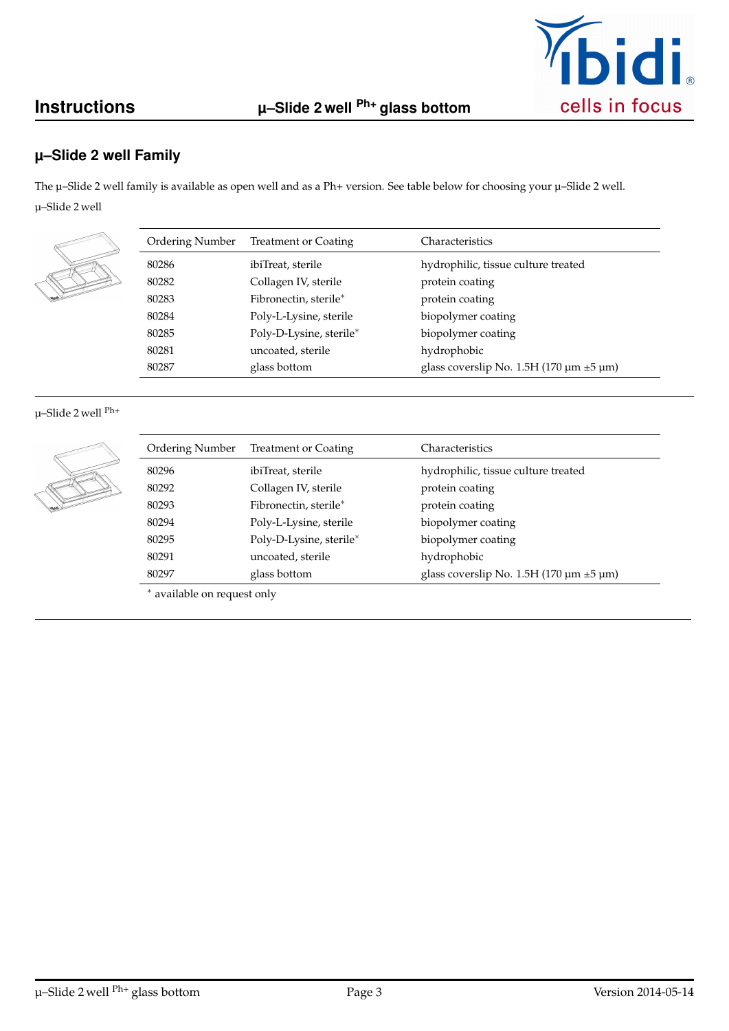## µ–Slide 2 well Family

The µ–Slide 2 well family is available as open well and as a Ph+ version. See table below for choosing your µ–Slide 2 well.

µ–Slide 2 well

| Ordering Number | Treatment or Coating | Characteristics |
|---|---|---|
| 80286 | ibiTreat, sterile | hydrophilic, tissue culture treated |
| 80282 | Collagen IV, sterile | protein coating |
| 80283 | Fibronectin, sterile* | protein coating |
| 80284 | Poly-L-Lysine, sterile | biopolymer coating |
| 80285 | Poly-D-Lysine, sterile* | biopolymer coating |
| 80281 | uncoated, sterile | hydrophobic |
| 80287 | glass bottom | glass coverslip No. 1.5H (170 µm ±5 µm) |

µ–Slide 2 well Ph+

| Ordering Number | Treatment or Coating | Characteristics |
|---|---|---|
| 80296 | ibiTreat, sterile | hydrophilic, tissue culture treated |
| 80292 | Collagen IV, sterile | protein coating |
| 80293 | Fibronectin, sterile* | protein coating |
| 80294 | Poly-L-Lysine, sterile | biopolymer coating |
| 80295 | Poly-D-Lysine, sterile* | biopolymer coating |
| 80291 | uncoated, sterile | hydrophobic |
| 80297 | glass bottom | glass coverslip No. 1.5H (170 µm ±5 µm) |

* available on request only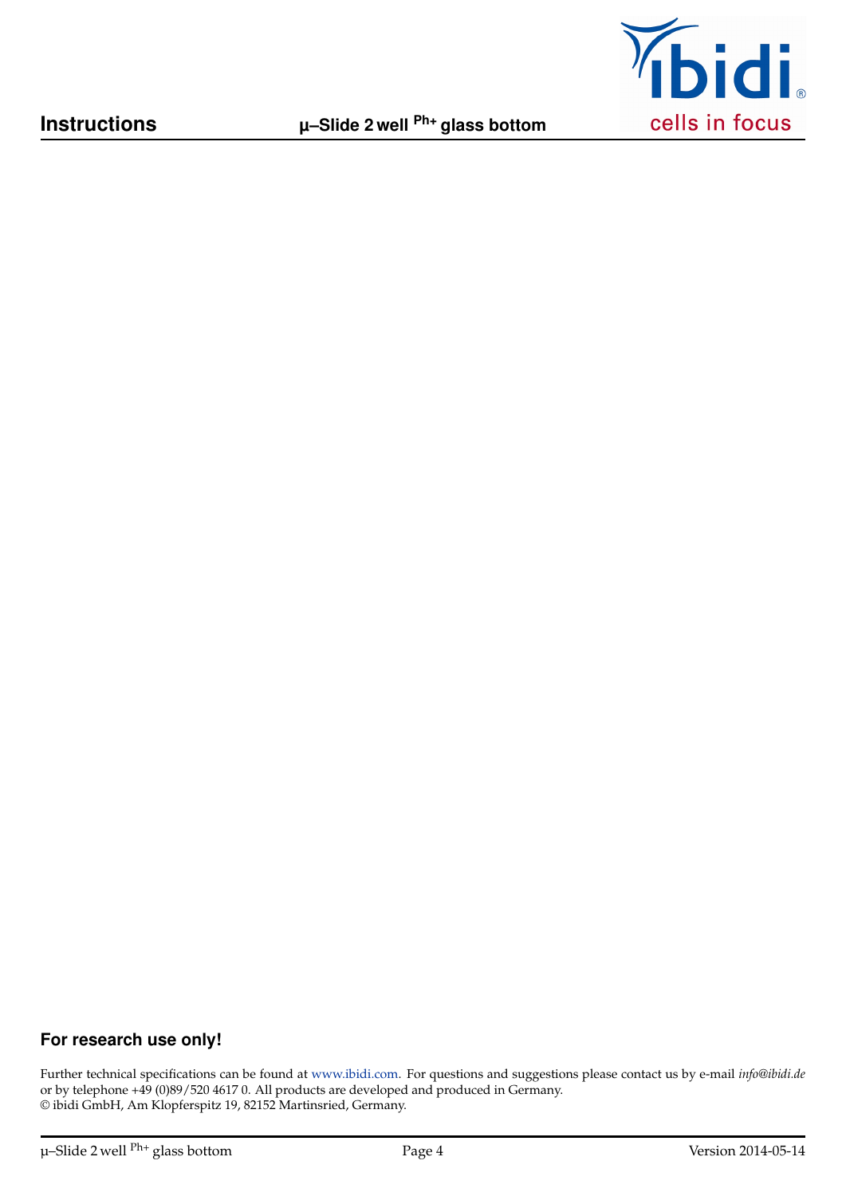**For research use only!**

Further technical specifications can be found at www.ibidi.com. For questions and suggestions please contact us by e-mail *info@ibidi.de* or by telephone +49 (0)89/520 4617 0. All products are developed and produced in Germany.
© ibidi GmbH, Am Klopferspitz 19, 82152 Martinsried, Germany.